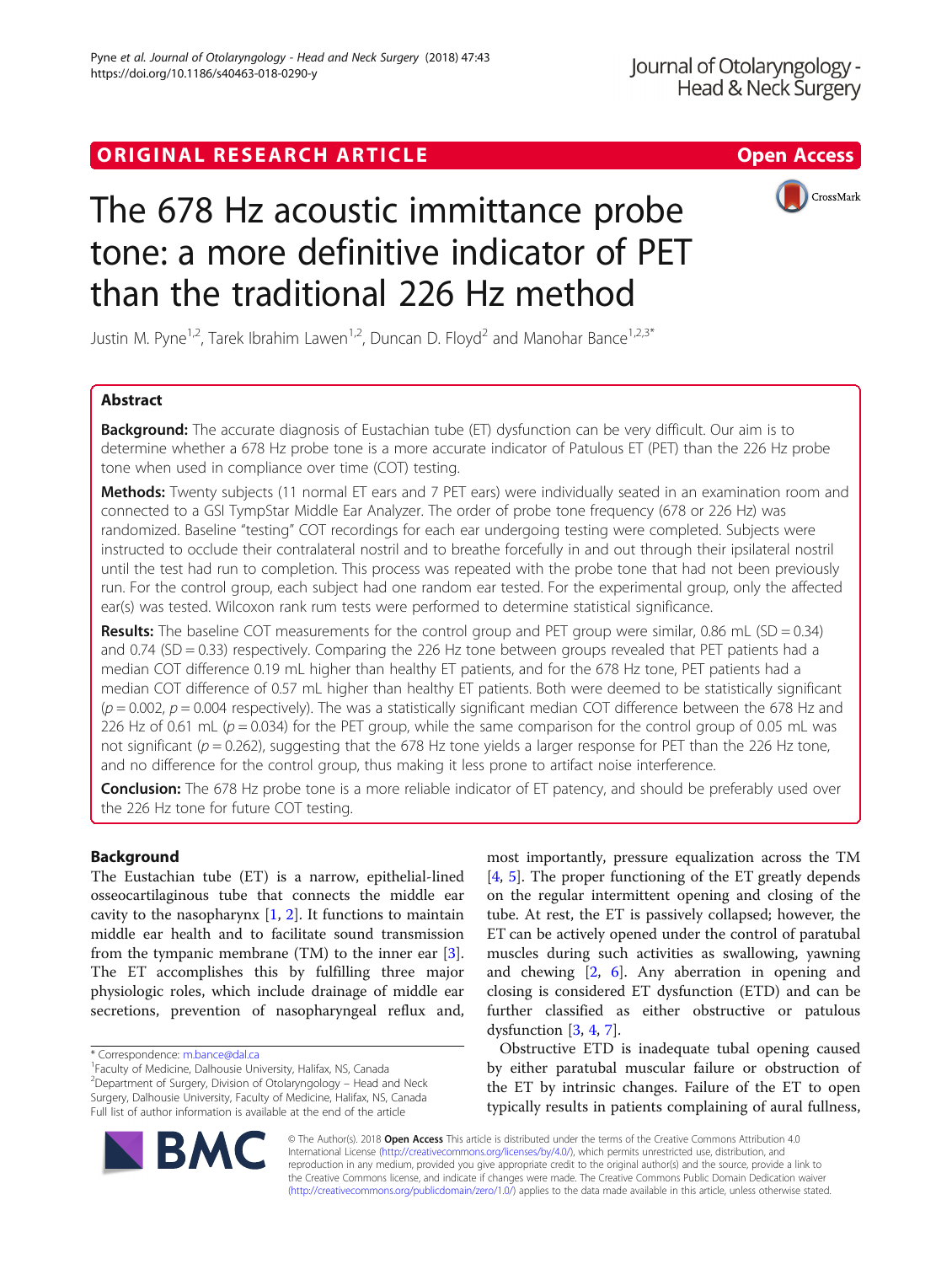ORIGINAL RESEARCH ARTICLE

Open Access

# The 678 Hz acoustic immittance probe tone: a more definitive indicator of PET than the traditional 226 Hz method

Justin M. Pyne[1,2], Tarek Ibrahim Lawen[1,2], Duncan D. Floyd[2] and Manohar Bance[1,2,3*]

## Abstract

**Background:** The accurate diagnosis of Eustachian tube (ET) dysfunction can be very difficult. Our aim is to determine whether a 678 Hz probe tone is a more accurate indicator of Patulous ET (PET) than the 226 Hz probe tone when used in compliance over time (COT) testing.

**Methods:** Twenty subjects (11 normal ET ears and 7 PET ears) were individually seated in an examination room and connected to a GSI TympStar Middle Ear Analyzer. The order of probe tone frequency (678 or 226 Hz) was randomized. Baseline "testing" COT recordings for each ear undergoing testing were completed. Subjects were instructed to occlude their contralateral nostril and to breathe forcefully in and out through their ipsilateral nostril until the test had run to completion. This process was repeated with the probe tone that had not been previously run. For the control group, each subject had one random ear tested. For the experimental group, only the affected ear(s) was tested. Wilcoxon rank rum tests were performed to determine statistical significance.

**Results:** The baseline COT measurements for the control group and PET group were similar, 0.86 mL (SD = 0.34) and 0.74 (SD = 0.33) respectively. Comparing the 226 Hz tone between groups revealed that PET patients had a median COT difference 0.19 mL higher than healthy ET patients, and for the 678 Hz tone, PET patients had a median COT difference of 0.57 mL higher than healthy ET patients. Both were deemed to be statistically significant ($p = 0.002$, $p = 0.004$ respectively). The was a statistically significant median COT difference between the 678 Hz and 226 Hz of 0.61 mL ($p = 0.034$) for the PET group, while the same comparison for the control group of 0.05 mL was not significant ($p = 0.262$), suggesting that the 678 Hz tone yields a larger response for PET than the 226 Hz tone, and no difference for the control group, thus making it less prone to artifact noise interference.

**Conclusion:** The 678 Hz probe tone is a more reliable indicator of ET patency, and should be preferably used over the 226 Hz tone for future COT testing.

## Background

The Eustachian tube (ET) is a narrow, epithelial-lined osseocartilaginous tube that connects the middle ear cavity to the nasopharynx [1, 2]. It functions to maintain middle ear health and to facilitate sound transmission from the tympanic membrane (TM) to the inner ear [3]. The ET accomplishes this by fulfilling three major physiologic roles, which include drainage of middle ear secretions, prevention of nasopharyngeal reflux and, most importantly, pressure equalization across the TM [4, 5]. The proper functioning of the ET greatly depends on the regular intermittent opening and closing of the tube. At rest, the ET is passively collapsed; however, the ET can be actively opened under the control of paratubal muscles during such activities as swallowing, yawning and chewing [2, 6]. Any aberration in opening and closing is considered ET dysfunction (ETD) and can be further classified as either obstructive or patulous dysfunction [3, 4, 7].

Obstructive ETD is inadequate tubal opening caused by either paratubal muscular failure or obstruction of the ET by intrinsic changes. Failure of the ET to open typically results in patients complaining of aural fullness,

\* Correspondence: m.bance@dal.ca
[1]Faculty of Medicine, Dalhousie University, Halifax, NS, Canada
[2]Department of Surgery, Division of Otolaryngology – Head and Neck Surgery, Dalhousie University, Faculty of Medicine, Halifax, NS, Canada
Full list of author information is available at the end of the article

© The Author(s). 2018 **Open Access** This article is distributed under the terms of the Creative Commons Attribution 4.0 International License (http://creativecommons.org/licenses/by/4.0/), which permits unrestricted use, distribution, and reproduction in any medium, provided you give appropriate credit to the original author(s) and the source, provide a link to the Creative Commons license, and indicate if changes were made. The Creative Commons Public Domain Dedication waiver (http://creativecommons.org/publicdomain/zero/1.0/) applies to the data made available in this article, unless otherwise stated.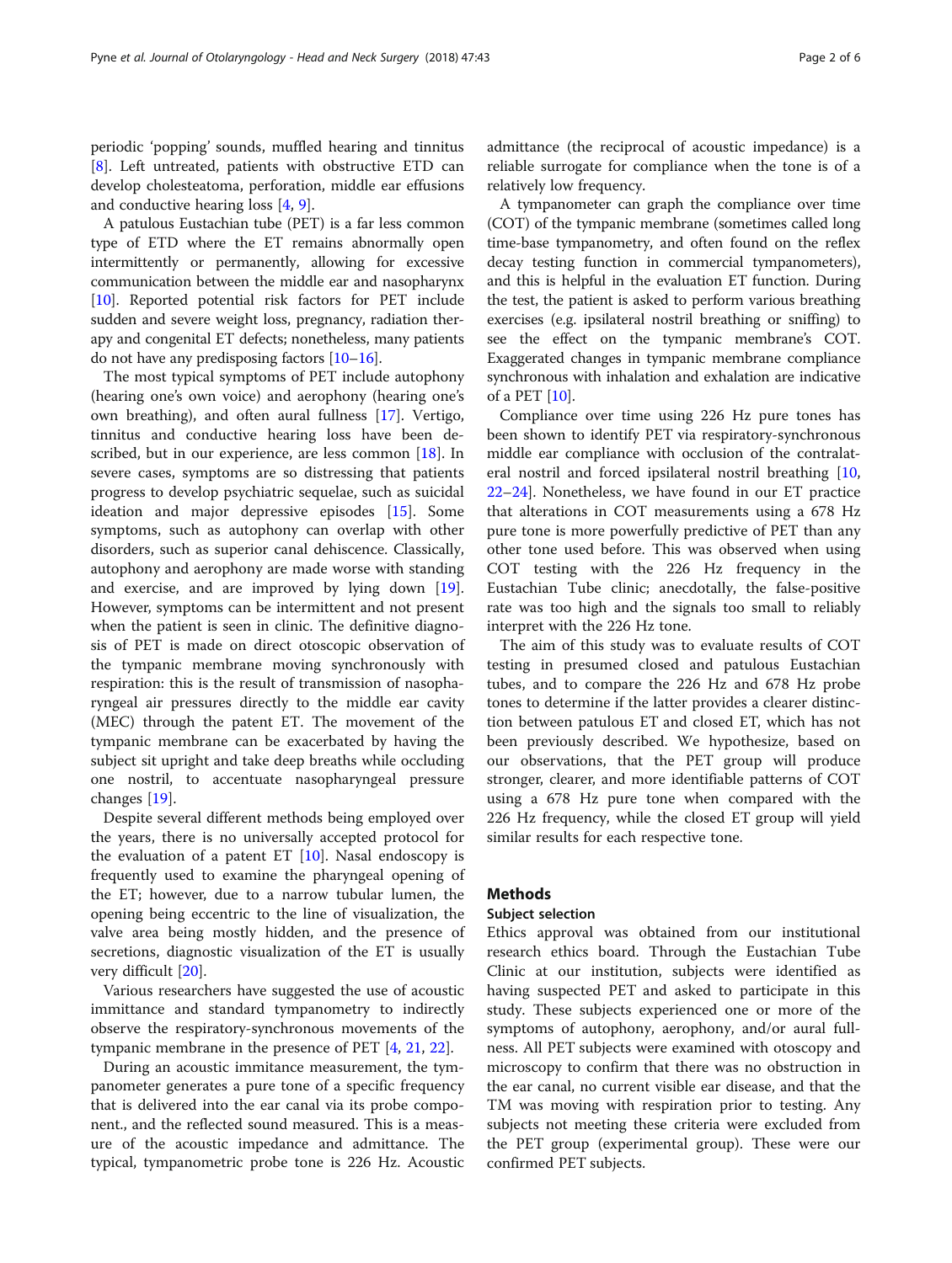periodic 'popping' sounds, muffled hearing and tinnitus [8]. Left untreated, patients with obstructive ETD can develop cholesteatoma, perforation, middle ear effusions and conductive hearing loss [4, 9].

A patulous Eustachian tube (PET) is a far less common type of ETD where the ET remains abnormally open intermittently or permanently, allowing for excessive communication between the middle ear and nasopharynx [10]. Reported potential risk factors for PET include sudden and severe weight loss, pregnancy, radiation therapy and congenital ET defects; nonetheless, many patients do not have any predisposing factors [10–16].

The most typical symptoms of PET include autophony (hearing one's own voice) and aerophony (hearing one's own breathing), and often aural fullness [17]. Vertigo, tinnitus and conductive hearing loss have been described, but in our experience, are less common [18]. In severe cases, symptoms are so distressing that patients progress to develop psychiatric sequelae, such as suicidal ideation and major depressive episodes [15]. Some symptoms, such as autophony can overlap with other disorders, such as superior canal dehiscence. Classically, autophony and aerophony are made worse with standing and exercise, and are improved by lying down [19]. However, symptoms can be intermittent and not present when the patient is seen in clinic. The definitive diagnosis of PET is made on direct otoscopic observation of the tympanic membrane moving synchronously with respiration: this is the result of transmission of nasopharyngeal air pressures directly to the middle ear cavity (MEC) through the patent ET. The movement of the tympanic membrane can be exacerbated by having the subject sit upright and take deep breaths while occluding one nostril, to accentuate nasopharyngeal pressure changes [19].

Despite several different methods being employed over the years, there is no universally accepted protocol for the evaluation of a patent ET [10]. Nasal endoscopy is frequently used to examine the pharyngeal opening of the ET; however, due to a narrow tubular lumen, the opening being eccentric to the line of visualization, the valve area being mostly hidden, and the presence of secretions, diagnostic visualization of the ET is usually very difficult [20].

Various researchers have suggested the use of acoustic immittance and standard tympanometry to indirectly observe the respiratory-synchronous movements of the tympanic membrane in the presence of PET [4, 21, 22].

During an acoustic immitance measurement, the tympanometer generates a pure tone of a specific frequency that is delivered into the ear canal via its probe component., and the reflected sound measured. This is a measure of the acoustic impedance and admittance. The typical, tympanometric probe tone is 226 Hz. Acoustic admittance (the reciprocal of acoustic impedance) is a reliable surrogate for compliance when the tone is of a relatively low frequency.

A tympanometer can graph the compliance over time (COT) of the tympanic membrane (sometimes called long time-base tympanometry, and often found on the reflex decay testing function in commercial tympanometers), and this is helpful in the evaluation ET function. During the test, the patient is asked to perform various breathing exercises (e.g. ipsilateral nostril breathing or sniffing) to see the effect on the tympanic membrane's COT. Exaggerated changes in tympanic membrane compliance synchronous with inhalation and exhalation are indicative of a PET [10].

Compliance over time using 226 Hz pure tones has been shown to identify PET via respiratory-synchronous middle ear compliance with occlusion of the contralateral nostril and forced ipsilateral nostril breathing [10, 22–24]. Nonetheless, we have found in our ET practice that alterations in COT measurements using a 678 Hz pure tone is more powerfully predictive of PET than any other tone used before. This was observed when using COT testing with the 226 Hz frequency in the Eustachian Tube clinic; anecdotally, the false-positive rate was too high and the signals too small to reliably interpret with the 226 Hz tone.

The aim of this study was to evaluate results of COT testing in presumed closed and patulous Eustachian tubes, and to compare the 226 Hz and 678 Hz probe tones to determine if the latter provides a clearer distinction between patulous ET and closed ET, which has not been previously described. We hypothesize, based on our observations, that the PET group will produce stronger, clearer, and more identifiable patterns of COT using a 678 Hz pure tone when compared with the 226 Hz frequency, while the closed ET group will yield similar results for each respective tone.

## Methods

### Subject selection

Ethics approval was obtained from our institutional research ethics board. Through the Eustachian Tube Clinic at our institution, subjects were identified as having suspected PET and asked to participate in this study. These subjects experienced one or more of the symptoms of autophony, aerophony, and/or aural fullness. All PET subjects were examined with otoscopy and microscopy to confirm that there was no obstruction in the ear canal, no current visible ear disease, and that the TM was moving with respiration prior to testing. Any subjects not meeting these criteria were excluded from the PET group (experimental group). These were our confirmed PET subjects.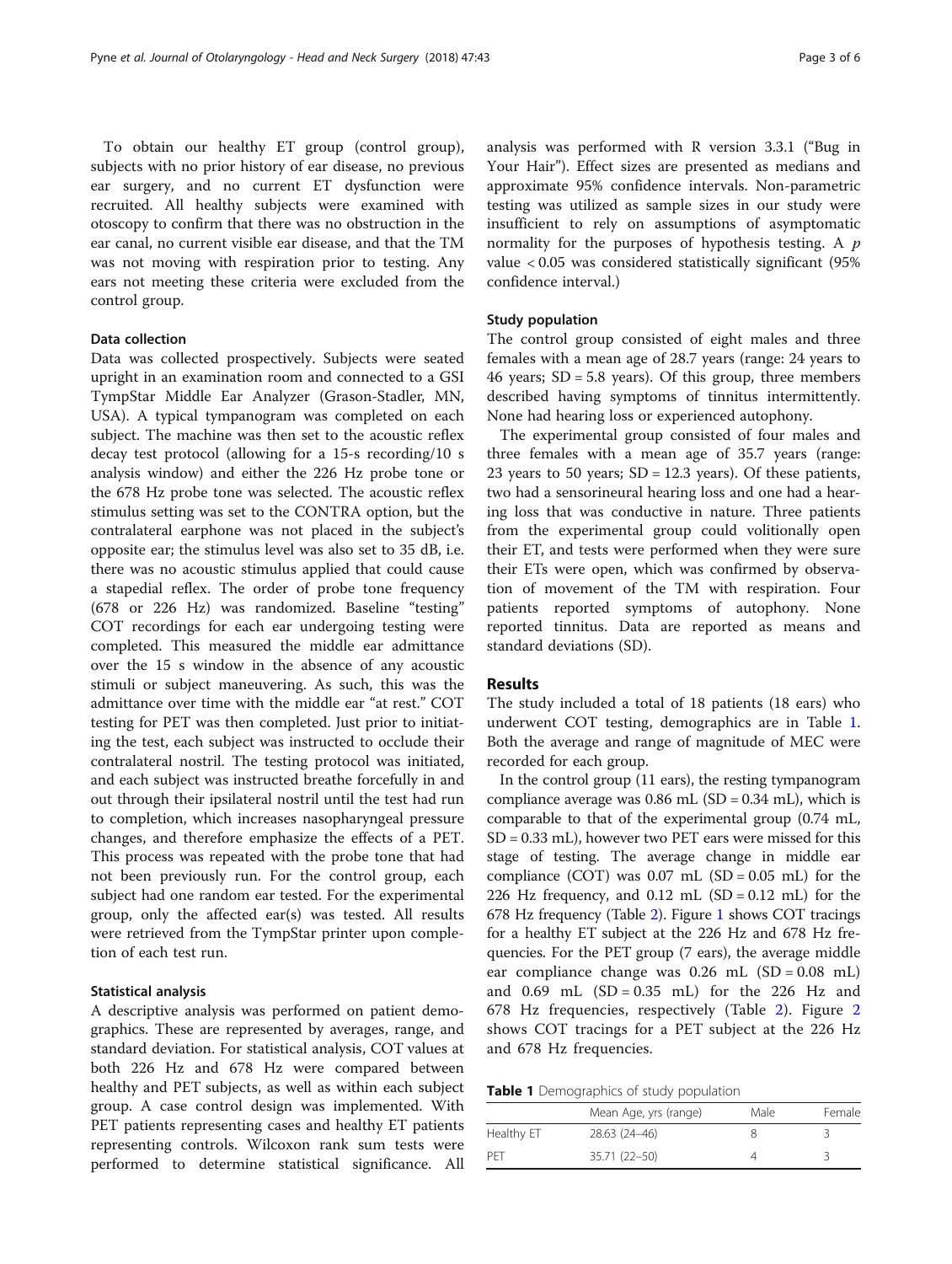To obtain our healthy ET group (control group), subjects with no prior history of ear disease, no previous ear surgery, and no current ET dysfunction were recruited. All healthy subjects were examined with otoscopy to confirm that there was no obstruction in the ear canal, no current visible ear disease, and that the TM was not moving with respiration prior to testing. Any ears not meeting these criteria were excluded from the control group.

### Data collection

Data was collected prospectively. Subjects were seated upright in an examination room and connected to a GSI TympStar Middle Ear Analyzer (Grason-Stadler, MN, USA). A typical tympanogram was completed on each subject. The machine was then set to the acoustic reflex decay test protocol (allowing for a 15-s recording/10 s analysis window) and either the 226 Hz probe tone or the 678 Hz probe tone was selected. The acoustic reflex stimulus setting was set to the CONTRA option, but the contralateral earphone was not placed in the subject's opposite ear; the stimulus level was also set to 35 dB, i.e. there was no acoustic stimulus applied that could cause a stapedial reflex. The order of probe tone frequency (678 or 226 Hz) was randomized. Baseline "testing" COT recordings for each ear undergoing testing were completed. This measured the middle ear admittance over the 15 s window in the absence of any acoustic stimuli or subject maneuvering. As such, this was the admittance over time with the middle ear "at rest." COT testing for PET was then completed. Just prior to initiating the test, each subject was instructed to occlude their contralateral nostril. The testing protocol was initiated, and each subject was instructed breathe forcefully in and out through their ipsilateral nostril until the test had run to completion, which increases nasopharyngeal pressure changes, and therefore emphasize the effects of a PET. This process was repeated with the probe tone that had not been previously run. For the control group, each subject had one random ear tested. For the experimental group, only the affected ear(s) was tested. All results were retrieved from the TympStar printer upon completion of each test run.

### Statistical analysis

A descriptive analysis was performed on patient demographics. These are represented by averages, range, and standard deviation. For statistical analysis, COT values at both 226 Hz and 678 Hz were compared between healthy and PET subjects, as well as within each subject group. A case control design was implemented. With PET patients representing cases and healthy ET patients representing controls. Wilcoxon rank sum tests were performed to determine statistical significance. All analysis was performed with R version 3.3.1 ("Bug in Your Hair"). Effect sizes are presented as medians and approximate 95% confidence intervals. Non-parametric testing was utilized as sample sizes in our study were insufficient to rely on assumptions of asymptomatic normality for the purposes of hypothesis testing. A $p$ value < 0.05 was considered statistically significant (95% confidence interval.)

### Study population

The control group consisted of eight males and three females with a mean age of 28.7 years (range: 24 years to 46 years; SD = 5.8 years). Of this group, three members described having symptoms of tinnitus intermittently. None had hearing loss or experienced autophony.

The experimental group consisted of four males and three females with a mean age of 35.7 years (range: 23 years to 50 years; SD = 12.3 years). Of these patients, two had a sensorineural hearing loss and one had a hearing loss that was conductive in nature. Three patients from the experimental group could volitionally open their ET, and tests were performed when they were sure their ETs were open, which was confirmed by observation of movement of the TM with respiration. Four patients reported symptoms of autophony. None reported tinnitus. Data are reported as means and standard deviations (SD).

## Results

The study included a total of 18 patients (18 ears) who underwent COT testing, demographics are in Table 1. Both the average and range of magnitude of MEC were recorded for each group.

In the control group (11 ears), the resting tympanogram compliance average was 0.86 mL (SD = 0.34 mL), which is comparable to that of the experimental group (0.74 mL, SD = 0.33 mL), however two PET ears were missed for this stage of testing. The average change in middle ear compliance (COT) was 0.07 mL (SD = 0.05 mL) for the 226 Hz frequency, and 0.12 mL (SD = 0.12 mL) for the 678 Hz frequency (Table 2). Figure 1 shows COT tracings for a healthy ET subject at the 226 Hz and 678 Hz frequencies. For the PET group (7 ears), the average middle ear compliance change was 0.26 mL (SD = 0.08 mL) and 0.69 mL (SD = 0.35 mL) for the 226 Hz and 678 Hz frequencies, respectively (Table 2). Figure 2 shows COT tracings for a PET subject at the 226 Hz and 678 Hz frequencies.

**Table 1** Demographics of study population

| | Mean Age, yrs (range) | Male | Female |
|---|---|---|---|
| Healthy ET | 28.63 (24–46) | 8 | 3 |
| PET | 35.71 (22–50) | 4 | 3 |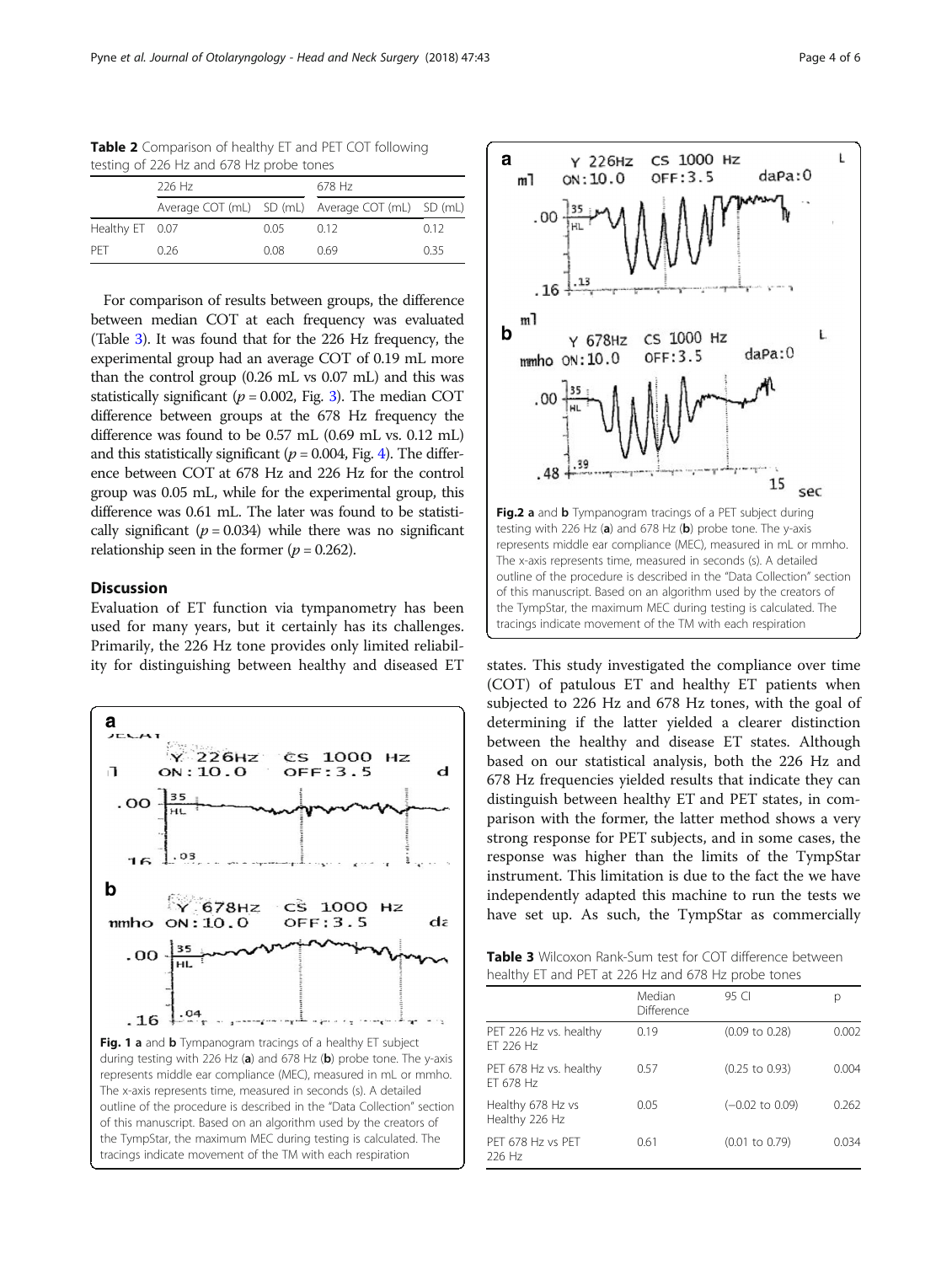**Table 2** Comparison of healthy ET and PET COT following testing of 226 Hz and 678 Hz probe tones

| | 226 Hz | | 678 Hz | |
|---|---|---|---|---|
| | Average COT (mL) | SD (mL) | Average COT (mL) | SD (mL) |
| Healthy ET | 0.07 | 0.05 | 0.12 | 0.12 |
| PET | 0.26 | 0.08 | 0.69 | 0.35 |

For comparison of results between groups, the difference between median COT at each frequency was evaluated (Table 3). It was found that for the 226 Hz frequency, the experimental group had an average COT of 0.19 mL more than the control group (0.26 mL vs 0.07 mL) and this was statistically significant ($p = 0.002$, Fig. 3). The median COT difference between groups at the 678 Hz frequency the difference was found to be 0.57 mL (0.69 mL vs. 0.12 mL) and this statistically significant ($p = 0.004$, Fig. 4). The difference between COT at 678 Hz and 226 Hz for the control group was 0.05 mL, while for the experimental group, this difference was 0.61 mL. The later was found to be statistically significant ($p = 0.034$) while there was no significant relationship seen in the former ($p = 0.262$).

## Discussion

Evaluation of ET function via tympanometry has been used for many years, but it certainly has its challenges. Primarily, the 226 Hz tone provides only limited reliability for distinguishing between healthy and diseased ET states. This study investigated the compliance over time (COT) of patulous ET and healthy ET patients when subjected to 226 Hz and 678 Hz tones, with the goal of determining if the latter yielded a clearer distinction between the healthy and disease ET states. Although based on our statistical analysis, both the 226 Hz and 678 Hz frequencies yielded results that indicate they can distinguish between healthy ET and PET states, in comparison with the former, the latter method shows a very strong response for PET subjects, and in some cases, the response was higher than the limits of the TympStar instrument. This limitation is due to the fact the we have independently adapted this machine to run the tests we have set up. As such, the TympStar as commercially

**Fig. 1 a** and **b** Tympanogram tracings of a healthy ET subject during testing with 226 Hz (**a**) and 678 Hz (**b**) probe tone. The y-axis represents middle ear compliance (MEC), measured in mL or mmho. The x-axis represents time, measured in seconds (s). A detailed outline of the procedure is described in the "Data Collection" section of this manuscript. Based on an algorithm used by the creators of the TympStar, the maximum MEC during testing is calculated. The tracings indicate movement of the TM with each respiration

**Fig.2 a** and **b** Tympanogram tracings of a PET subject during testing with 226 Hz (**a**) and 678 Hz (**b**) probe tone. The y-axis represents middle ear compliance (MEC), measured in mL or mmho. The x-axis represents time, measured in seconds (s). A detailed outline of the procedure is described in the "Data Collection" section of this manuscript. Based on an algorithm used by the creators of the TympStar, the maximum MEC during testing is calculated. The tracings indicate movement of the TM with each respiration

**Table 3** Wilcoxon Rank-Sum test for COT difference between healthy ET and PET at 226 Hz and 678 Hz probe tones

| | Median Difference | 95 CI | p |
|---|---|---|---|
| PET 226 Hz vs. healthy ET 226 Hz | 0.19 | (0.09 to 0.28) | 0.002 |
| PET 678 Hz vs. healthy ET 678 Hz | 0.57 | (0.25 to 0.93) | 0.004 |
| Healthy 678 Hz vs Healthy 226 Hz | 0.05 | (−0.02 to 0.09) | 0.262 |
| PET 678 Hz vs PET 226 Hz | 0.61 | (0.01 to 0.79) | 0.034 |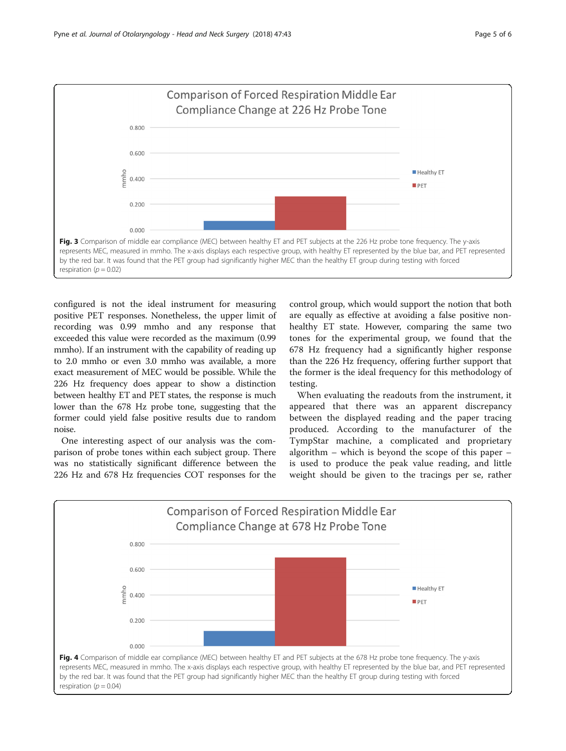Fig. 3 Comparison of middle ear compliance (MEC) between healthy ET and PET subjects at the 226 Hz probe tone frequency. The y-axis represents MEC, measured in mmho. The x-axis displays each respective group, with healthy ET represented by the blue bar, and PET represented by the red bar. It was found that the PET group had significantly higher MEC than the healthy ET group during testing with forced respiration ($p = 0.02$)

configured is not the ideal instrument for measuring positive PET responses. Nonetheless, the upper limit of recording was 0.99 mmho and any response that exceeded this value were recorded as the maximum (0.99 mmho). If an instrument with the capability of reading up to 2.0 mmho or even 3.0 mmho was available, a more exact measurement of MEC would be possible. While the 226 Hz frequency does appear to show a distinction between healthy ET and PET states, the response is much lower than the 678 Hz probe tone, suggesting that the former could yield false positive results due to random noise.

One interesting aspect of our analysis was the comparison of probe tones within each subject group. There was no statistically significant difference between the 226 Hz and 678 Hz frequencies COT responses for the control group, which would support the notion that both are equally as effective at avoiding a false positive non-healthy ET state. However, comparing the same two tones for the experimental group, we found that the 678 Hz frequency had a significantly higher response than the 226 Hz frequency, offering further support that the former is the ideal frequency for this methodology of testing.

When evaluating the readouts from the instrument, it appeared that there was an apparent discrepancy between the displayed reading and the paper tracing produced. According to the manufacturer of the TympStar machine, a complicated and proprietary algorithm – which is beyond the scope of this paper – is used to produce the peak value reading, and little weight should be given to the tracings per se, rather

Fig. 4 Comparison of middle ear compliance (MEC) between healthy ET and PET subjects at the 678 Hz probe tone frequency. The y-axis represents MEC, measured in mmho. The x-axis displays each respective group, with healthy ET represented by the blue bar, and PET represented by the red bar. It was found that the PET group had significantly higher MEC than the healthy ET group during testing with forced respiration ($p = 0.04$)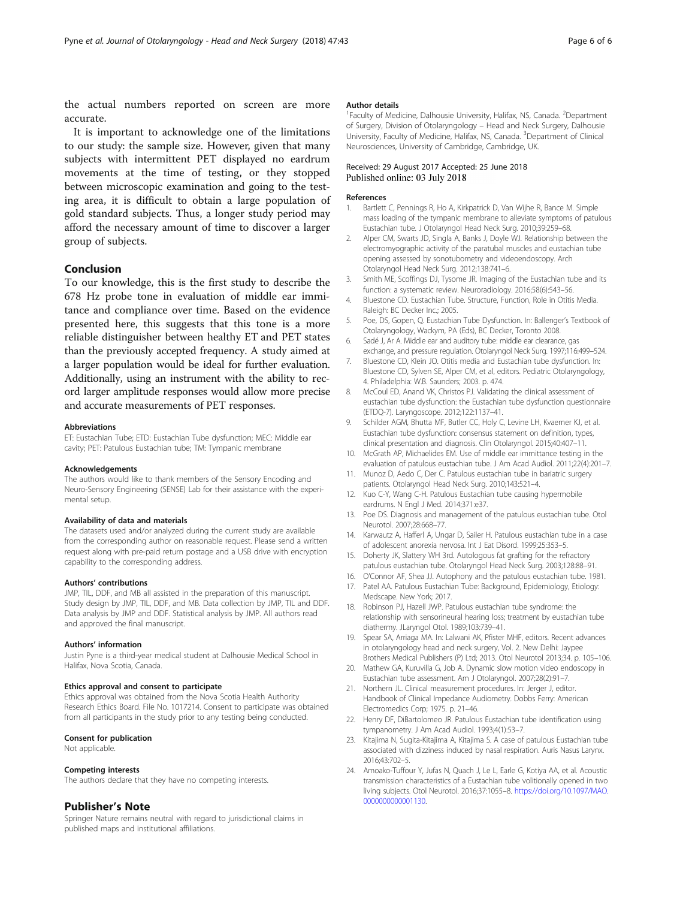the actual numbers reported on screen are more accurate.

It is important to acknowledge one of the limitations to our study: the sample size. However, given that many subjects with intermittent PET displayed no eardrum movements at the time of testing, or they stopped between microscopic examination and going to the testing area, it is difficult to obtain a large population of gold standard subjects. Thus, a longer study period may afford the necessary amount of time to discover a larger group of subjects.

## Conclusion

To our knowledge, this is the first study to describe the 678 Hz probe tone in evaluation of middle ear immitance and compliance over time. Based on the evidence presented here, this suggests that this tone is a more reliable distinguisher between healthy ET and PET states than the previously accepted frequency. A study aimed at a larger population would be ideal for further evaluation. Additionally, using an instrument with the ability to record larger amplitude responses would allow more precise and accurate measurements of PET responses.

#### Abbreviations

ET: Eustachian Tube; ETD: Eustachian Tube dysfunction; MEC: Middle ear cavity; PET: Patulous Eustachian tube; TM: Tympanic membrane

#### Acknowledgements

The authors would like to thank members of the Sensory Encoding and Neuro-Sensory Engineering (SENSE) Lab for their assistance with the experimental setup.

#### Availability of data and materials

The datasets used and/or analyzed during the current study are available from the corresponding author on reasonable request. Please send a written request along with pre-paid return postage and a USB drive with encryption capability to the corresponding address.

#### Authors' contributions

JMP, TIL, DDF, and MB all assisted in the preparation of this manuscript. Study design by JMP, TIL, DDF, and MB. Data collection by JMP, TIL and DDF. Data analysis by JMP and DDF. Statistical analysis by JMP. All authors read and approved the final manuscript.

#### Authors' information

Justin Pyne is a third-year medical student at Dalhousie Medical School in Halifax, Nova Scotia, Canada.

#### Ethics approval and consent to participate

Ethics approval was obtained from the Nova Scotia Health Authority Research Ethics Board. File No. 1017214. Consent to participate was obtained from all participants in the study prior to any testing being conducted.

#### Consent for publication

Not applicable.

#### Competing interests

The authors declare that they have no competing interests.

## Publisher's Note

Springer Nature remains neutral with regard to jurisdictional claims in published maps and institutional affiliations.

#### Author details

[1]Faculty of Medicine, Dalhousie University, Halifax, NS, Canada. [2]Department of Surgery, Division of Otolaryngology – Head and Neck Surgery, Dalhousie University, Faculty of Medicine, Halifax, NS, Canada. [3]Department of Clinical Neurosciences, University of Cambridge, Cambridge, UK.

Received: 29 August 2017 Accepted: 25 June 2018
Published online: 03 July 2018

#### References

1. Bartlett C, Pennings R, Ho A, Kirkpatrick D, Van Wijhe R, Bance M. Simple mass loading of the tympanic membrane to alleviate symptoms of patulous Eustachian tube. J Otolaryngol Head Neck Surg. 2010;39:259–68.
2. Alper CM, Swarts JD, Singla A, Banks J, Doyle WJ. Relationship between the electromyographic activity of the paratubal muscles and eustachian tube opening assessed by sonotubometry and videoendoscopy. Arch Otolaryngol Head Neck Surg. 2012;138:741–6.
3. Smith ME, Scoffings DJ, Tysome JR. Imaging of the Eustachian tube and its function: a systematic review. Neuroradiology. 2016;58(6):543–56.
4. Bluestone CD. Eustachian Tube. Structure, Function, Role in Otitis Media. Raleigh: BC Decker Inc.; 2005.
5. Poe, DS, Gopen, Q. Eustachian Tube Dysfunction. In: Ballenger's Textbook of Otolaryngology, Wackym, PA (Eds), BC Decker, Toronto 2008.
6. Sadé J, Ar A. Middle ear and auditory tube: middle ear clearance, gas exchange, and pressure regulation. Otolaryngol Neck Surg. 1997;116:499–524.
7. Bluestone CD, Klein JO. Otitis media and Eustachian tube dysfunction. In: Bluestone CD, Sylven SE, Alper CM, et al, editors. Pediatric Otolaryngology, 4. Philadelphia: W.B. Saunders; 2003. p. 474.
8. McCoul ED, Anand VK, Christos PJ. Validating the clinical assessment of eustachian tube dysfunction: the Eustachian tube dysfunction questionnaire (ETDQ-7). Laryngoscope. 2012;122:1137–41.
9. Schilder AGM, Bhutta MF, Butler CC, Holy C, Levine LH, Kvaerner KJ, et al. Eustachian tube dysfunction: consensus statement on definition, types, clinical presentation and diagnosis. Clin Otolaryngol. 2015;40:407–11.
10. McGrath AP, Michaelides EM. Use of middle ear immittance testing in the evaluation of patulous eustachian tube. J Am Acad Audiol. 2011;22(4):201–7.
11. Munoz D, Aedo C, Der C. Patulous eustachian tube in bariatric surgery patients. Otolaryngol Head Neck Surg. 2010;143:521–4.
12. Kuo C-Y, Wang C-H. Patulous Eustachian tube causing hypermobile eardrums. N Engl J Med. 2014;371:e37.
13. Poe DS. Diagnosis and management of the patulous eustachian tube. Otol Neurotol. 2007;28:668–77.
14. Karwautz A, Hafferl A, Ungar D, Sailer H. Patulous eustachian tube in a case of adolescent anorexia nervosa. Int J Eat Disord. 1999;25:353–5.
15. Doherty JK, Slattery WH 3rd. Autologous fat grafting for the refractory patulous eustachian tube. Otolaryngol Head Neck Surg. 2003;128:88–91.
16. O'Connor AF, Shea JJ. Autophony and the patulous eustachian tube. 1981.
17. Patel AA. Patulous Eustachian Tube: Background, Epidemiology, Etiology: Medscape. New York; 2017.
18. Robinson PJ, Hazell JWP. Patulous eustachian tube syndrome: the relationship with sensorineural hearing loss; treatment by eustachian tube diathermy. JLaryngol Otol. 1989;103:739–41.
19. Spear SA, Arriaga MA. In: Lalwani AK, Pfister MHF, editors. Recent advances in otolaryngology head and neck surgery, Vol. 2. New Delhi: Jaypee Brothers Medical Publishers (P) Ltd; 2013. Otol Neurotol 2013;34. p. 105–106.
20. Mathew GA, Kuruvilla G, Job A. Dynamic slow motion video endoscopy in Eustachian tube assessment. Am J Otolaryngol. 2007;28(2):91–7.
21. Northern JL. Clinical measurement procedures. In: Jerger J, editor. Handbook of Clinical Impedance Audiometry. Dobbs Ferry: American Electromedics Corp; 1975. p. 21–46.
22. Henry DF, DiBartolomeo JR. Patulous Eustachian tube identification using tympanometry. J Am Acad Audiol. 1993;4(1):53–7.
23. Kitajima N, Sugita-Kitajima A, Kitajima S. A case of patulous Eustachian tube associated with dizziness induced by nasal respiration. Auris Nasus Larynx. 2016;43:702–5.
24. Amoako-Tuffour Y, Jufas N, Quach J, Le L, Earle G, Kotiya AA, et al. Acoustic transmission characteristics of a Eustachian tube volitionally opened in two living subjects. Otol Neurotol. 2016;37:1055–8. https://doi.org/10.1097/MAO.0000000000001130.